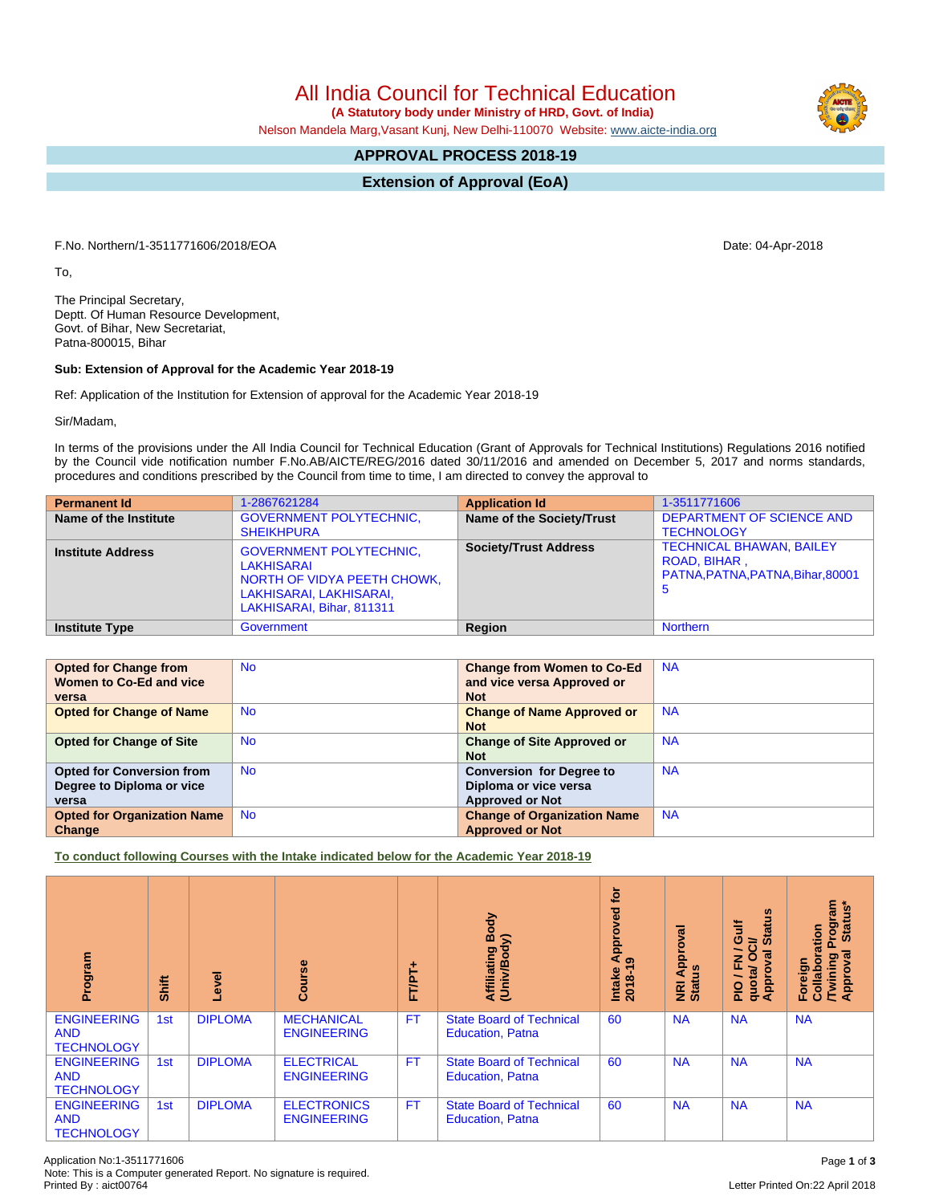# All India Council for Technical Education

**(A Statutory body under Ministry of HRD, Govt. of India)**

Nelson Mandela Marg,Vasant Kunj, New Delhi-110070 Website: www.aicte-india.org

## APPROVAL PROCESS 2018-19

## Extension of Approval (EoA)

F.No. Northern/1-3511771606/2018/EOA

Date: 04-Apr-2018

To,

The Principal Secretary,
Deptt. Of Human Resource Development,
Govt. of Bihar, New Secretariat,
Patna-800015, Bihar

**Sub: Extension of Approval for the Academic Year 2018-19**

Ref: Application of the Institution for Extension of approval for the Academic Year 2018-19

Sir/Madam,

In terms of the provisions under the All India Council for Technical Education (Grant of Approvals for Technical Institutions) Regulations 2016 notified by the Council vide notification number F.No.AB/AICTE/REG/2016 dated 30/11/2016 and amended on December 5, 2017 and norms standards, procedures and conditions prescribed by the Council from time to time, I am directed to convey the approval to

| **Permanent Id** | 1-2867621284 | **Application Id** | 1-3511771606 |
|---|---|---|---|
| **Name of the Institute** | GOVERNMENT POLYTECHNIC, SHEIKHPURA | **Name of the Society/Trust** | DEPARTMENT OF SCIENCE AND TECHNOLOGY |
| **Institute Address** | GOVERNMENT POLYTECHNIC, LAKHISARAI NORTH OF VIDYA PEETH CHOWK, LAKHISARAI, LAKHISARAI, LAKHISARAI, Bihar, 811311 | **Society/Trust Address** | TECHNICAL BHAWAN, BAILEY ROAD, BIHAR , PATNA,PATNA,PATNA,Bihar,800015 |
| **Institute Type** | Government | **Region** | Northern |

| | | | |
|---|---|---|---|
| **Opted for Change from Women to Co-Ed and vice versa** | No | **Change from Women to Co-Ed and vice versa Approved or Not** | NA |
| **Opted for Change of Name** | No | **Change of Name Approved or Not** | NA |
| **Opted for Change of Site** | No | **Change of Site Approved or Not** | NA |
| **Opted for Conversion from Degree to Diploma or vice versa** | No | **Conversion for Degree to Diploma or vice versa Approved or Not** | NA |
| **Opted for Organization Name Change** | No | **Change of Organization Name Approved or Not** | NA |

**To conduct following Courses with the Intake indicated below for the Academic Year 2018-19**

| Program | Shift | Level | Course | FT/PT+ | Affiliating Body (Univ/Body) | Intake Approved for 2018-19 | NRI Approval Status | PIO / FN / Gulf quota/ OCI/ Approval Status | Foreign Collaboration /Twining Program Approval Status* |
|---|---|---|---|---|---|---|---|---|---|
| ENGINEERING AND TECHNOLOGY | 1st | DIPLOMA | MECHANICAL ENGINEERING | FT | State Board of Technical Education, Patna | 60 | NA | NA | NA |
| ENGINEERING AND TECHNOLOGY | 1st | DIPLOMA | ELECTRICAL ENGINEERING | FT | State Board of Technical Education, Patna | 60 | NA | NA | NA |
| ENGINEERING AND TECHNOLOGY | 1st | DIPLOMA | ELECTRONICS ENGINEERING | FT | State Board of Technical Education, Patna | 60 | NA | NA | NA |

Application No:1-3511771606
Note: This is a Computer generated Report. No signature is required.
Printed By : aict00764

Letter Printed On:22 April 2018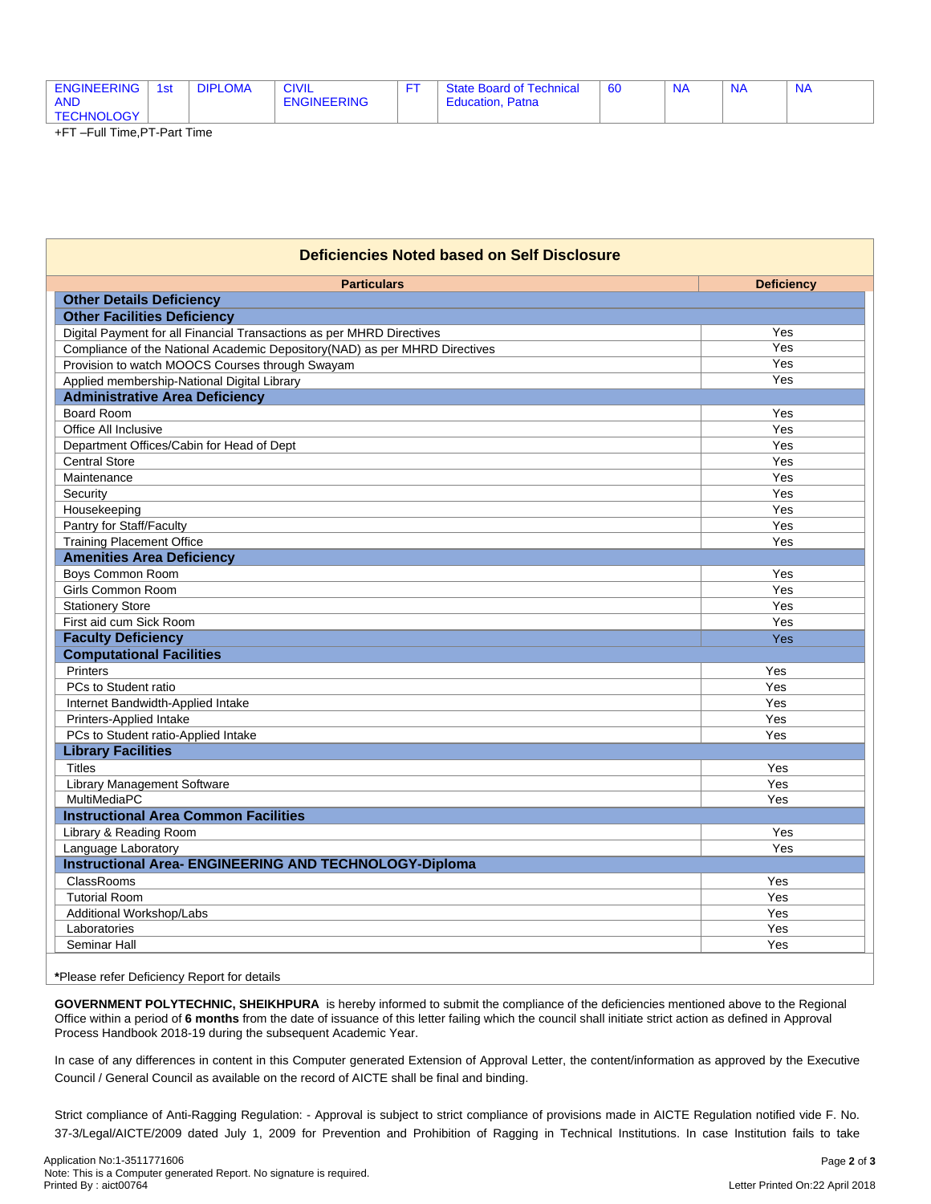| ENGINEERING AND TECHNOLOGY | 1st | DIPLOMA | CIVIL ENGINEERING | FT | State Board of Technical Education, Patna | 60 | NA | NA | NA |
|---|---|---|---|---|---|---|---|---|---|

+FT –Full Time,PT-Part Time

## Deficiencies Noted based on Self Disclosure

| Particulars | Deficiency |
|---|---|
| **Other Details Deficiency** | |
| **Other Facilities Deficiency** | |
| Digital Payment for all Financial Transactions as per MHRD Directives | Yes |
| Compliance of the National Academic Depository(NAD) as per MHRD Directives | Yes |
| Provision to watch MOOCS Courses through Swayam | Yes |
| Applied membership-National Digital Library | Yes |
| **Administrative Area Deficiency** | |
| Board Room | Yes |
| Office All Inclusive | Yes |
| Department Offices/Cabin for Head of Dept | Yes |
| Central Store | Yes |
| Maintenance | Yes |
| Security | Yes |
| Housekeeping | Yes |
| Pantry for Staff/Faculty | Yes |
| Training Placement Office | Yes |
| **Amenities Area Deficiency** | |
| Boys Common Room | Yes |
| Girls Common Room | Yes |
| Stationery Store | Yes |
| First aid cum Sick Room | Yes |
| **Faculty Deficiency** | Yes |
| **Computational Facilities** | |
| Printers | Yes |
| PCs to Student ratio | Yes |
| Internet Bandwidth-Applied Intake | Yes |
| Printers-Applied Intake | Yes |
| PCs to Student ratio-Applied Intake | Yes |
| **Library Facilities** | |
| Titles | Yes |
| Library Management Software | Yes |
| MultiMediaPC | Yes |
| **Instructional Area Common Facilities** | |
| Library & Reading Room | Yes |
| Language Laboratory | Yes |
| **Instructional Area- ENGINEERING AND TECHNOLOGY-Diploma** | |
| ClassRooms | Yes |
| Tutorial Room | Yes |
| Additional Workshop/Labs | Yes |
| Laboratories | Yes |
| Seminar Hall | Yes |

***Please refer Deficiency Report for details**

**GOVERNMENT POLYTECHNIC, SHEIKHPURA** is hereby informed to submit the compliance of the deficiencies mentioned above to the Regional Office within a period of **6 months** from the date of issuance of this letter failing which the council shall initiate strict action as defined in Approval Process Handbook 2018-19 during the subsequent Academic Year.

In case of any differences in content in this Computer generated Extension of Approval Letter, the content/information as approved by the Executive Council / General Council as available on the record of AICTE shall be final and binding.

Strict compliance of Anti-Ragging Regulation: - Approval is subject to strict compliance of provisions made in AICTE Regulation notified vide F. No. 37-3/Legal/AICTE/2009 dated July 1, 2009 for Prevention and Prohibition of Ragging in Technical Institutions. In case Institution fails to take

Application No:1-3511771606
Note: This is a Computer generated Report. No signature is required.
Printed By : aict00764

Letter Printed On:22 April 2018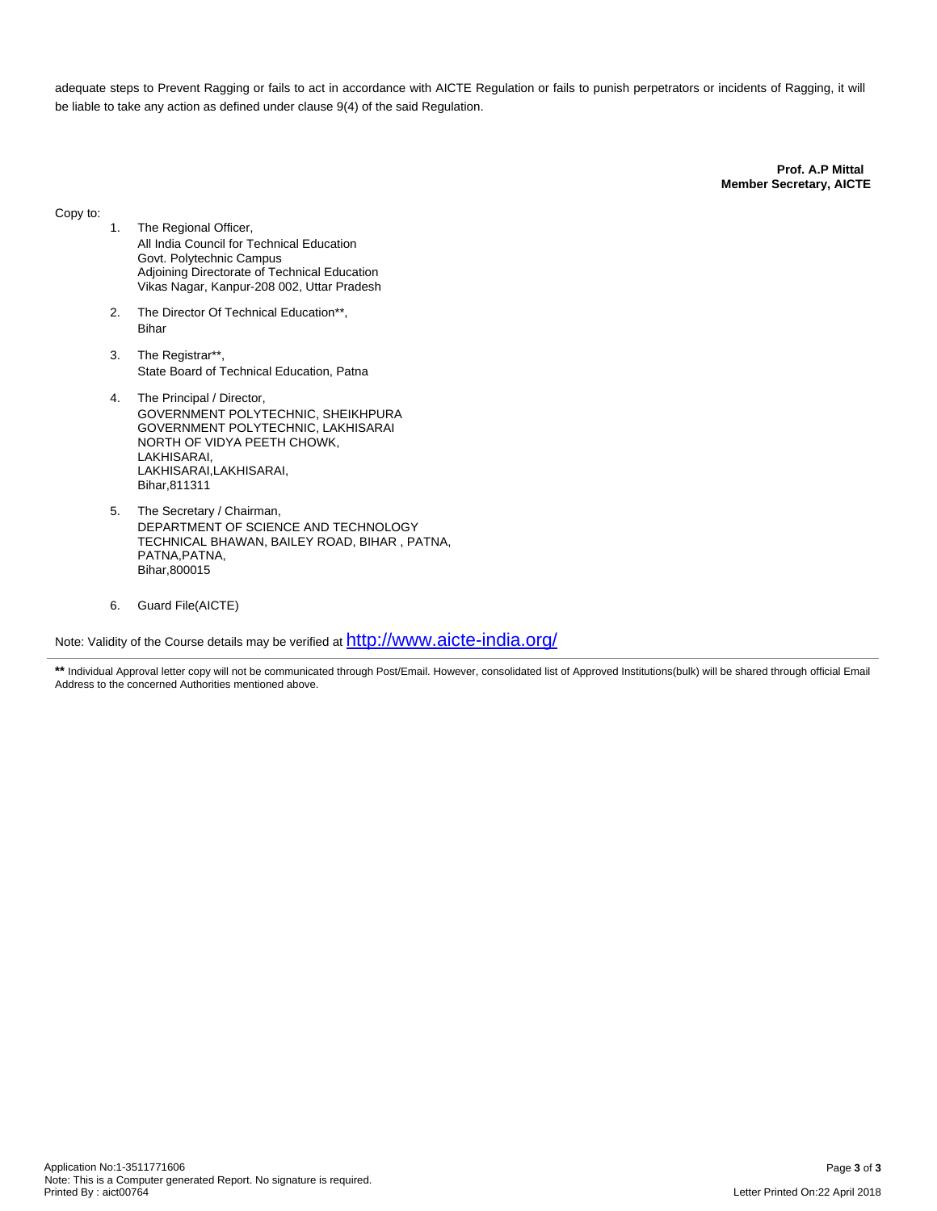adequate steps to Prevent Ragging or fails to act in accordance with AICTE Regulation or fails to punish perpetrators or incidents of Ragging, it will be liable to take any action as defined under clause 9(4) of the said Regulation.

**Prof. A.P Mittal**
**Member Secretary, AICTE**

Copy to:

1. The Regional Officer,
   All India Council for Technical Education
   Govt. Polytechnic Campus
   Adjoining Directorate of Technical Education
   Vikas Nagar, Kanpur-208 002, Uttar Pradesh

2. The Director Of Technical Education**,
   Bihar

3. The Registrar**,
   State Board of Technical Education, Patna

4. The Principal / Director,
   GOVERNMENT POLYTECHNIC, SHEIKHPURA
   GOVERNMENT POLYTECHNIC, LAKHISARAI
   NORTH OF VIDYA PEETH CHOWK,
   LAKHISARAI,
   LAKHISARAI,LAKHISARAI,
   Bihar,811311

5. The Secretary / Chairman,
   DEPARTMENT OF SCIENCE AND TECHNOLOGY
   TECHNICAL BHAWAN, BAILEY ROAD, BIHAR , PATNA,
   PATNA,PATNA,
   Bihar,800015

6. Guard File(AICTE)

Note: Validity of the Course details may be verified at http://www.aicte-india.org/

---

**\*\*** Individual Approval letter copy will not be communicated through Post/Email. However, consolidated list of Approved Institutions(bulk) will be shared through official Email Address to the concerned Authorities mentioned above.

Application No:1-3511771606
Note: This is a Computer generated Report. No signature is required.
Printed By : aict00764

Letter Printed On:22 April 2018